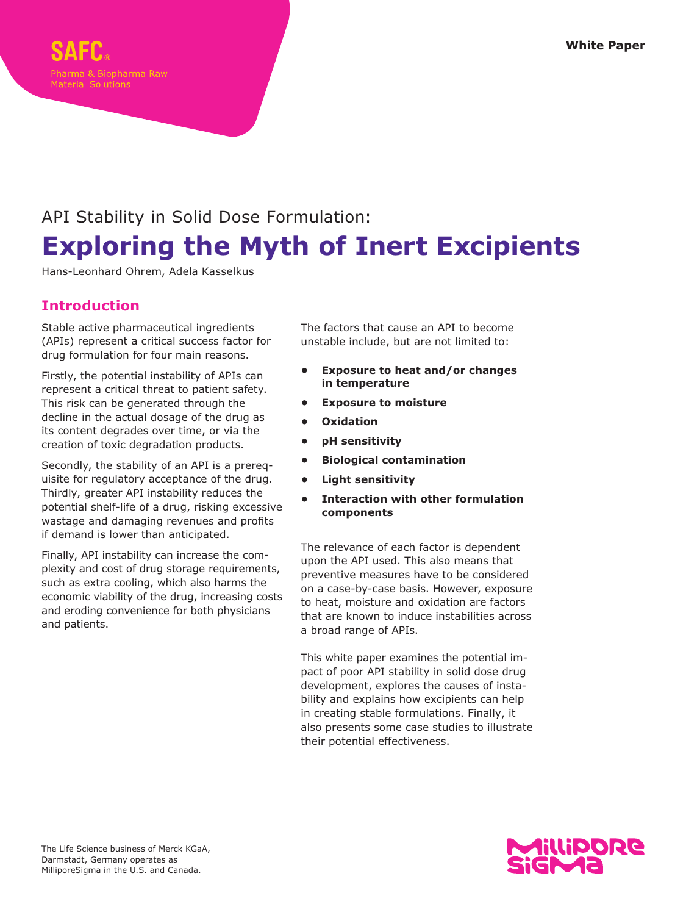SAFC®
Pharma & Biopharma Raw Material Solutions

White Paper

API Stability in Solid Dose Formulation:

# Exploring the Myth of Inert Excipients

Hans-Leonhard Ohrem, Adela Kasselkus

## Introduction

Stable active pharmaceutical ingredients (APIs) represent a critical success factor for drug formulation for four main reasons.

Firstly, the potential instability of APIs can represent a critical threat to patient safety. This risk can be generated through the decline in the actual dosage of the drug as its content degrades over time, or via the creation of toxic degradation products.

Secondly, the stability of an API is a prerequisite for regulatory acceptance of the drug. Thirdly, greater API instability reduces the potential shelf-life of a drug, risking excessive wastage and damaging revenues and profits if demand is lower than anticipated.

Finally, API instability can increase the complexity and cost of drug storage requirements, such as extra cooling, which also harms the economic viability of the drug, increasing costs and eroding convenience for both physicians and patients.

The factors that cause an API to become unstable include, but are not limited to:

- **Exposure to heat and/or changes in temperature**
- **Exposure to moisture**
- **Oxidation**
- **pH sensitivity**
- **Biological contamination**
- **Light sensitivity**
- **Interaction with other formulation components**

The relevance of each factor is dependent upon the API used. This also means that preventive measures have to be considered on a case-by-case basis. However, exposure to heat, moisture and oxidation are factors that are known to induce instabilities across a broad range of APIs.

This white paper examines the potential impact of poor API stability in solid dose drug development, explores the causes of instability and explains how excipients can help in creating stable formulations. Finally, it also presents some case studies to illustrate their potential effectiveness.

The Life Science business of Merck KGaA, Darmstadt, Germany operates as MilliporeSigma in the U.S. and Canada.

MilliporeSigma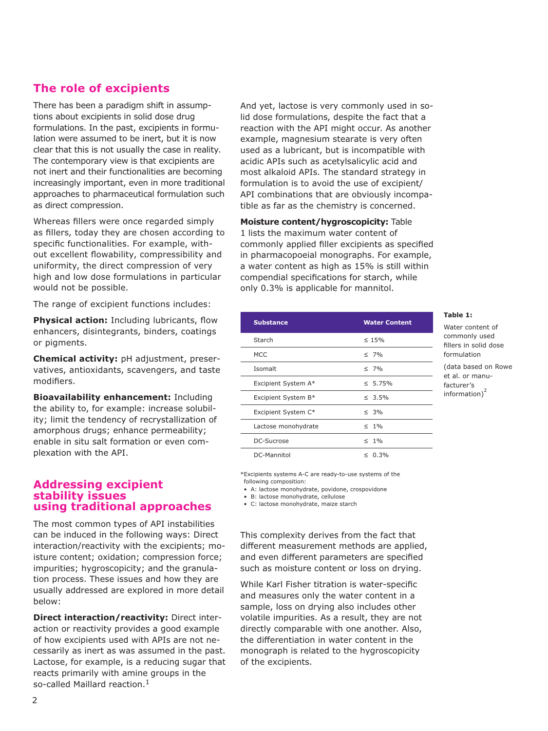## The role of excipients

There has been a paradigm shift in assumptions about excipients in solid dose drug formulations. In the past, excipients in formulation were assumed to be inert, but it is now clear that this is not usually the case in reality. The contemporary view is that excipients are not inert and their functionalities are becoming increasingly important, even in more traditional approaches to pharmaceutical formulation such as direct compression.

Whereas fillers were once regarded simply as fillers, today they are chosen according to specific functionalities. For example, without excellent flowability, compressibility and uniformity, the direct compression of very high and low dose formulations in particular would not be possible.

The range of excipient functions includes:

**Physical action:** Including lubricants, flow enhancers, disintegrants, binders, coatings or pigments.

**Chemical activity:** pH adjustment, preservatives, antioxidants, scavengers, and taste modifiers.

**Bioavailability enhancement:** Including the ability to, for example: increase solubility; limit the tendency of recrystallization of amorphous drugs; enhance permeability; enable in situ salt formation or even complexation with the API.

## Addressing excipient stability issues using traditional approaches

The most common types of API instabilities can be induced in the following ways: Direct interaction/reactivity with the excipients; moisture content; oxidation; compression force; impurities; hygroscopicity; and the granulation process. These issues and how they are usually addressed are explored in more detail below:

**Direct interaction/reactivity:** Direct interaction or reactivity provides a good example of how excipients used with APIs are not necessarily as inert as was assumed in the past. Lactose, for example, is a reducing sugar that reacts primarily with amine groups in the so-called Maillard reaction.[1]

And yet, lactose is very commonly used in solid dose formulations, despite the fact that a reaction with the API might occur. As another example, magnesium stearate is very often used as a lubricant, but is incompatible with acidic APIs such as acetylsalicylic acid and most alkaloid APIs. The standard strategy in formulation is to avoid the use of excipient/API combinations that are obviously incompatible as far as the chemistry is concerned.

**Moisture content/hygroscopicity:** Table 1 lists the maximum water content of commonly applied filler excipients as specified in pharmacopoeial monographs. For example, a water content as high as 15% is still within compendial specifications for starch, while only 0.3% is applicable for mannitol.

| Substance | Water Content |
|---|---|
| Starch | ≤ 15% |
| MCC | ≤ 7% |
| Isomalt | ≤ 7% |
| Excipient System A* | ≤ 5.75% |
| Excipient System B* | ≤ 3.5% |
| Excipient System C* | ≤ 3% |
| Lactose monohydrate | ≤ 1% |
| DC-Sucrose | ≤ 1% |
| DC-Mannitol | ≤ 0.3% |

*Excipients systems A-C are ready-to-use systems of the following composition:
- A: lactose monohydrate, povidone, crospovidone
- B: lactose monohydrate, cellulose
- C: lactose monohydrate, maize starch

**Table 1:**

Water content of commonly used fillers in solid dose formulation

(data based on Rowe et al. or manufacturer's information)[2]

This complexity derives from the fact that different measurement methods are applied, and even different parameters are specified such as moisture content or loss on drying.

While Karl Fisher titration is water-specific and measures only the water content in a sample, loss on drying also includes other volatile impurities. As a result, they are not directly comparable with one another. Also, the differentiation in water content in the monograph is related to the hygroscopicity of the excipients.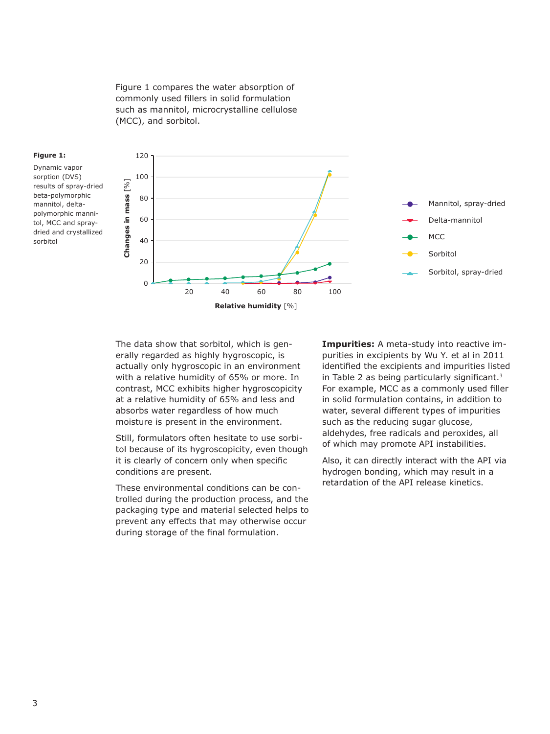Figure 1 compares the water absorption of commonly used fillers in solid formulation such as mannitol, microcrystalline cellulose (MCC), and sorbitol.

**Figure 1:**

Dynamic vapor sorption (DVS) results of spray-dried beta-polymorphic mannitol, delta-polymorphic mannitol, MCC and spray-dried and crystallized sorbitol

The data show that sorbitol, which is generally regarded as highly hygroscopic, is actually only hygroscopic in an environment with a relative humidity of 65% or more. In contrast, MCC exhibits higher hygroscopicity at a relative humidity of 65% and less and absorbs water regardless of how much moisture is present in the environment.

Still, formulators often hesitate to use sorbitol because of its hygroscopicity, even though it is clearly of concern only when specific conditions are present.

These environmental conditions can be controlled during the production process, and the packaging type and material selected helps to prevent any effects that may otherwise occur during storage of the final formulation.

**Impurities:** A meta-study into reactive impurities in excipients by Wu Y. et al in 2011 identified the excipients and impurities listed in Table 2 as being particularly significant.[3] For example, MCC as a commonly used filler in solid formulation contains, in addition to water, several different types of impurities such as the reducing sugar glucose, aldehydes, free radicals and peroxides, all of which may promote API instabilities.

Also, it can directly interact with the API via hydrogen bonding, which may result in a retardation of the API release kinetics.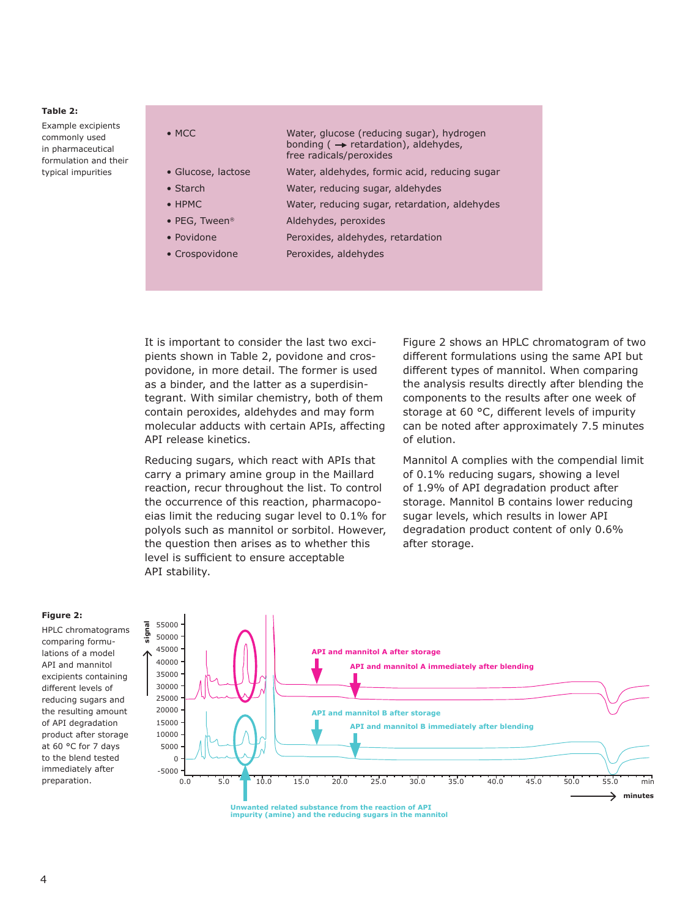**Table 2:**

Example excipients commonly used in pharmaceutical formulation and their typical impurities

| Excipient | Typical impurities |
| --- | --- |
| • MCC | Water, glucose (reducing sugar), hydrogen bonding ( → retardation), aldehydes, free radicals/peroxides |
| • Glucose, lactose | Water, aldehydes, formic acid, reducing sugar |
| • Starch | Water, reducing sugar, aldehydes |
| • HPMC | Water, reducing sugar, retardation, aldehydes |
| • PEG, Tween® | Aldehydes, peroxides |
| • Povidone | Peroxides, aldehydes, retardation |
| • Crospovidone | Peroxides, aldehydes |

It is important to consider the last two excipients shown in Table 2, povidone and crospovidone, in more detail. The former is used as a binder, and the latter as a superdisintegrant. With similar chemistry, both of them contain peroxides, aldehydes and may form molecular adducts with certain APIs, affecting API release kinetics.

Reducing sugars, which react with APIs that carry a primary amine group in the Maillard reaction, recur throughout the list. To control the occurrence of this reaction, pharmacopoeias limit the reducing sugar level to 0.1% for polyols such as mannitol or sorbitol. However, the question then arises as to whether this level is sufficient to ensure acceptable API stability.

Figure 2 shows an HPLC chromatogram of two different formulations using the same API but different types of mannitol. When comparing the analysis results directly after blending the components to the results after one week of storage at 60 °C, different levels of impurity can be noted after approximately 7.5 minutes of elution.

Mannitol A complies with the compendial limit of 0.1% reducing sugars, showing a level of 1.9% of API degradation product after storage. Mannitol B contains lower reducing sugar levels, which results in lower API degradation product content of only 0.6% after storage.

**Figure 2:**

HPLC chromatograms comparing formulations of a model API and mannitol excipients containing different levels of reducing sugars and the resulting amount of API degradation product after storage at 60 °C for 7 days to the blend tested immediately after preparation.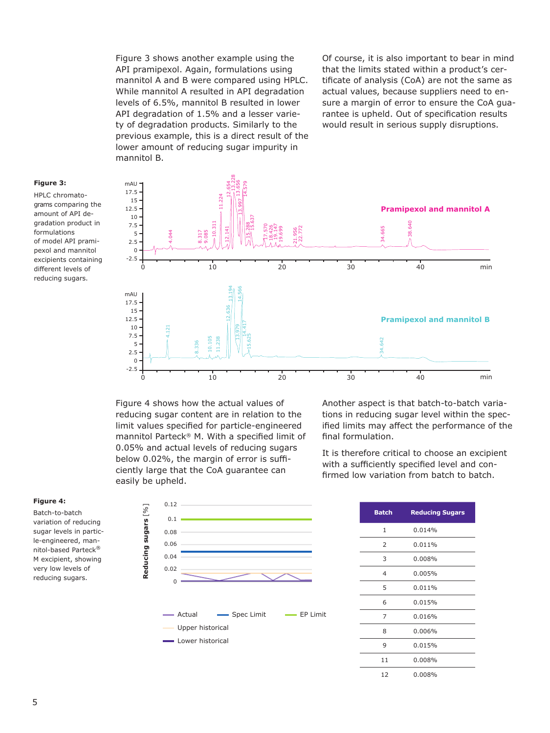Figure 3 shows another example using the API pramipexol. Again, formulations using mannitol A and B were compared using HPLC. While mannitol A resulted in API degradation levels of 6.5%, mannitol B resulted in lower API degradation of 1.5% and a lesser variety of degradation products. Similarly to the previous example, this is a direct result of the lower amount of reducing sugar impurity in mannitol B.

Of course, it is also important to bear in mind that the limits stated within a product's certificate of analysis (CoA) are not the same as actual values, because suppliers need to ensure a margin of error to ensure the CoA guarantee is upheld. Out of specification results would result in serious supply disruptions.

**Figure 3:** HPLC chromatograms comparing the amount of API degradation product in formulations of model API pramipexol and mannitol excipients containing different levels of reducing sugars.

Figure 4 shows how the actual values of reducing sugar content are in relation to the limit values specified for particle-engineered mannitol Parteck® M. With a specified limit of 0.05% and actual levels of reducing sugars below 0.02%, the margin of error is sufficiently large that the CoA guarantee can easily be upheld.

Another aspect is that batch-to-batch variations in reducing sugar level within the specified limits may affect the performance of the final formulation.

It is therefore critical to choose an excipient with a sufficiently specified level and confirmed low variation from batch to batch.

**Figure 4:** Batch-to-batch variation of reducing sugar levels in particle-engineered, mannitol-based Parteck® M excipient, showing very low levels of reducing sugars.

| Batch | Reducing Sugars |
|---|---|
| 1 | 0.014% |
| 2 | 0.011% |
| 3 | 0.008% |
| 4 | 0.005% |
| 5 | 0.011% |
| 6 | 0.015% |
| 7 | 0.016% |
| 8 | 0.006% |
| 9 | 0.015% |
| 11 | 0.008% |
| 12 | 0.008% |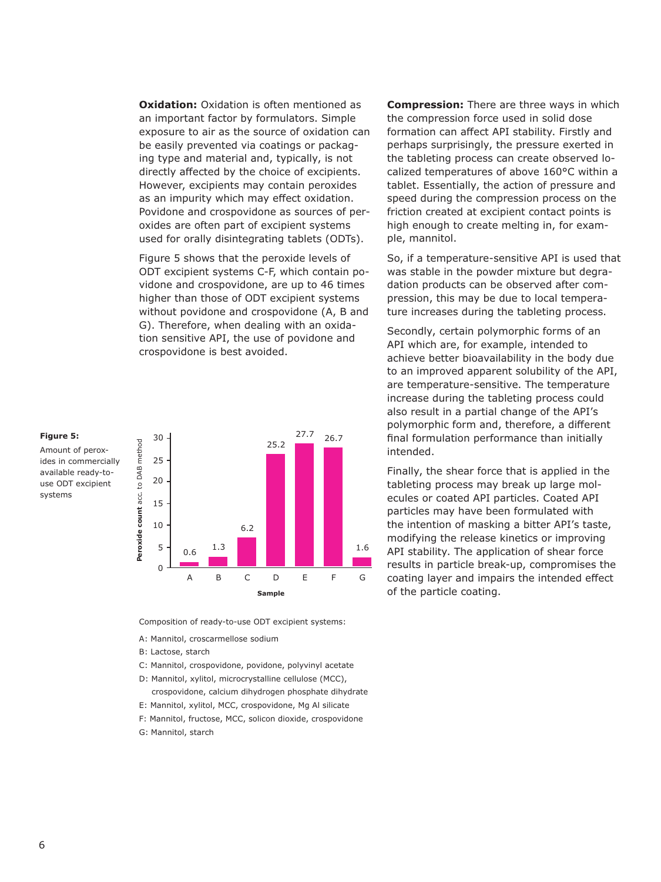**Oxidation:** Oxidation is often mentioned as an important factor by formulators. Simple exposure to air as the source of oxidation can be easily prevented via coatings or packaging type and material and, typically, is not directly affected by the choice of excipients. However, excipients may contain peroxides as an impurity which may effect oxidation. Povidone and crospovidone as sources of peroxides are often part of excipient systems used for orally disintegrating tablets (ODTs).

Figure 5 shows that the peroxide levels of ODT excipient systems C-F, which contain povidone and crospovidone, are up to 46 times higher than those of ODT excipient systems without povidone and crospovidone (A, B and G). Therefore, when dealing with an oxidation sensitive API, the use of povidone and crospovidone is best avoided.

**Figure 5:** Amount of peroxides in commercially available ready-to-use ODT excipient systems

| Sample | Peroxide count acc. to DAB method |
|---|---|
| A | 0.6 |
| B | 1.3 |
| C | 6.2 |
| D | 25.2 |
| E | 27.7 |
| F | 26.7 |
| G | 1.6 |

Composition of ready-to-use ODT excipient systems:

- A: Mannitol, croscarmellose sodium
- B: Lactose, starch
- C: Mannitol, crospovidone, povidone, polyvinyl acetate
- D: Mannitol, xylitol, microcrystalline cellulose (MCC), crospovidone, calcium dihydrogen phosphate dihydrate
- E: Mannitol, xylitol, MCC, crospovidone, Mg Al silicate
- F: Mannitol, fructose, MCC, solicon dioxide, crospovidone
- G: Mannitol, starch

**Compression:** There are three ways in which the compression force used in solid dose formation can affect API stability. Firstly and perhaps surprisingly, the pressure exerted in the tableting process can create observed localized temperatures of above 160°C within a tablet. Essentially, the action of pressure and speed during the compression process on the friction created at excipient contact points is high enough to create melting in, for example, mannitol.

So, if a temperature-sensitive API is used that was stable in the powder mixture but degradation products can be observed after compression, this may be due to local temperature increases during the tableting process.

Secondly, certain polymorphic forms of an API which are, for example, intended to achieve better bioavailability in the body due to an improved apparent solubility of the API, are temperature-sensitive. The temperature increase during the tableting process could also result in a partial change of the API's polymorphic form and, therefore, a different final formulation performance than initially intended.

Finally, the shear force that is applied in the tableting process may break up large molecules or coated API particles. Coated API particles may have been formulated with the intention of masking a bitter API's taste, modifying the release kinetics or improving API stability. The application of shear force results in particle break-up, compromises the coating layer and impairs the intended effect of the particle coating.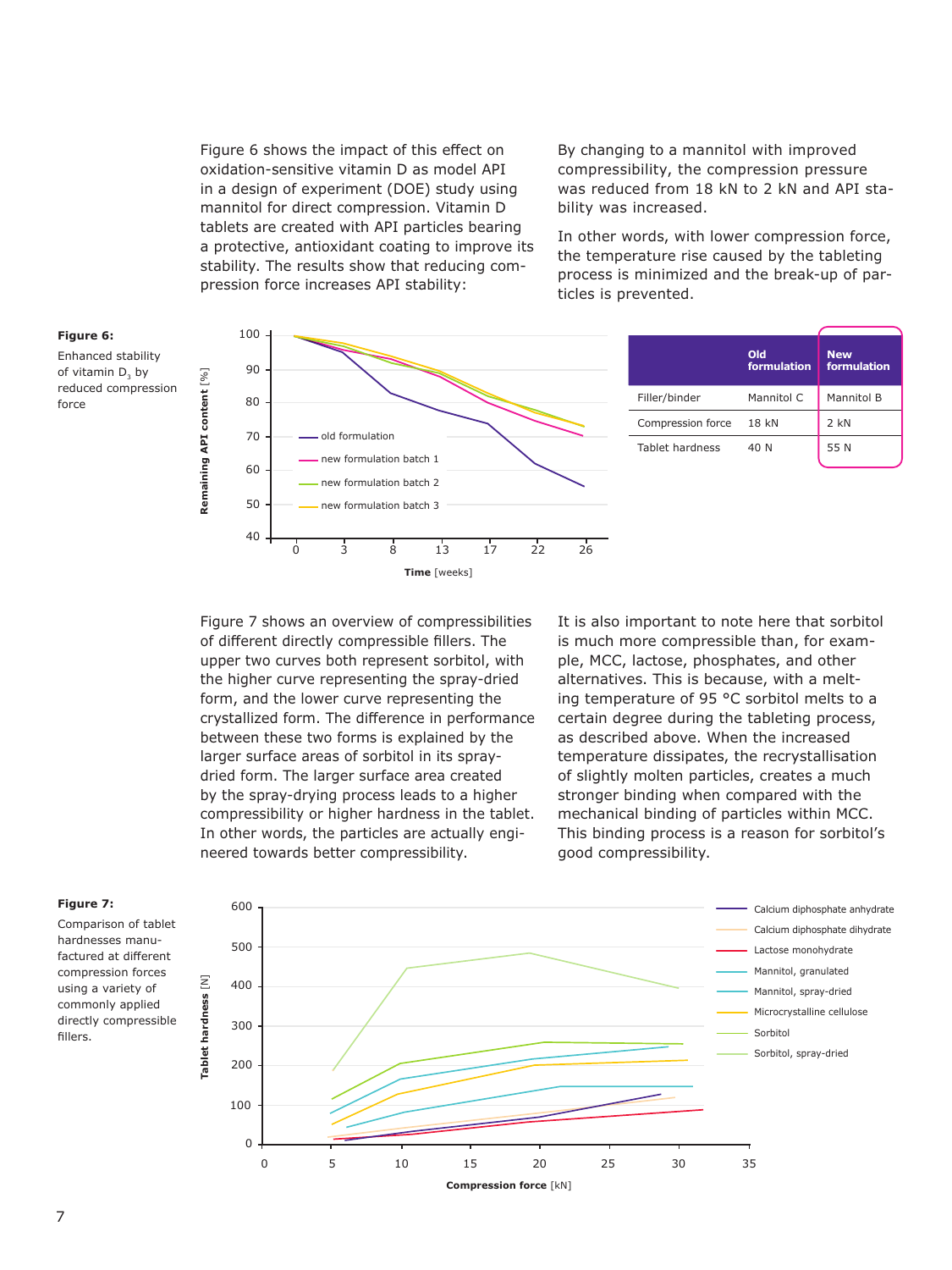Figure 6 shows the impact of this effect on oxidation-sensitive vitamin D as model API in a design of experiment (DOE) study using mannitol for direct compression. Vitamin D tablets are created with API particles bearing a protective, antioxidant coating to improve its stability. The results show that reducing compression force increases API stability:

By changing to a mannitol with improved compressibility, the compression pressure was reduced from 18 kN to 2 kN and API stability was increased.

In other words, with lower compression force, the temperature rise caused by the tableting process is minimized and the break-up of particles is prevented.

**Figure 6:**

Enhanced stability of vitamin $D_3$ by reduced compression force

| | Old formulation | New formulation |
|---|---|---|
| Filler/binder | Mannitol C | Mannitol B |
| Compression force | 18 kN | 2 kN |
| Tablet hardness | 40 N | 55 N |

Figure 7 shows an overview of compressibilities of different directly compressible fillers. The upper two curves both represent sorbitol, with the higher curve representing the spray-dried form, and the lower curve representing the crystallized form. The difference in performance between these two forms is explained by the larger surface areas of sorbitol in its spray-dried form. The larger surface area created by the spray-drying process leads to a higher compressibility or higher hardness in the tablet. In other words, the particles are actually engineered towards better compressibility.

It is also important to note here that sorbitol is much more compressible than, for example, MCC, lactose, phosphates, and other alternatives. This is because, with a melting temperature of 95 °C sorbitol melts to a certain degree during the tableting process, as described above. When the increased temperature dissipates, the recrystallisation of slightly molten particles, creates a much stronger binding when compared with the mechanical binding of particles within MCC. This binding process is a reason for sorbitol's good compressibility.

**Figure 7:**

Comparison of tablet hardnesses manufactured at different compression forces using a variety of commonly applied directly compressible fillers.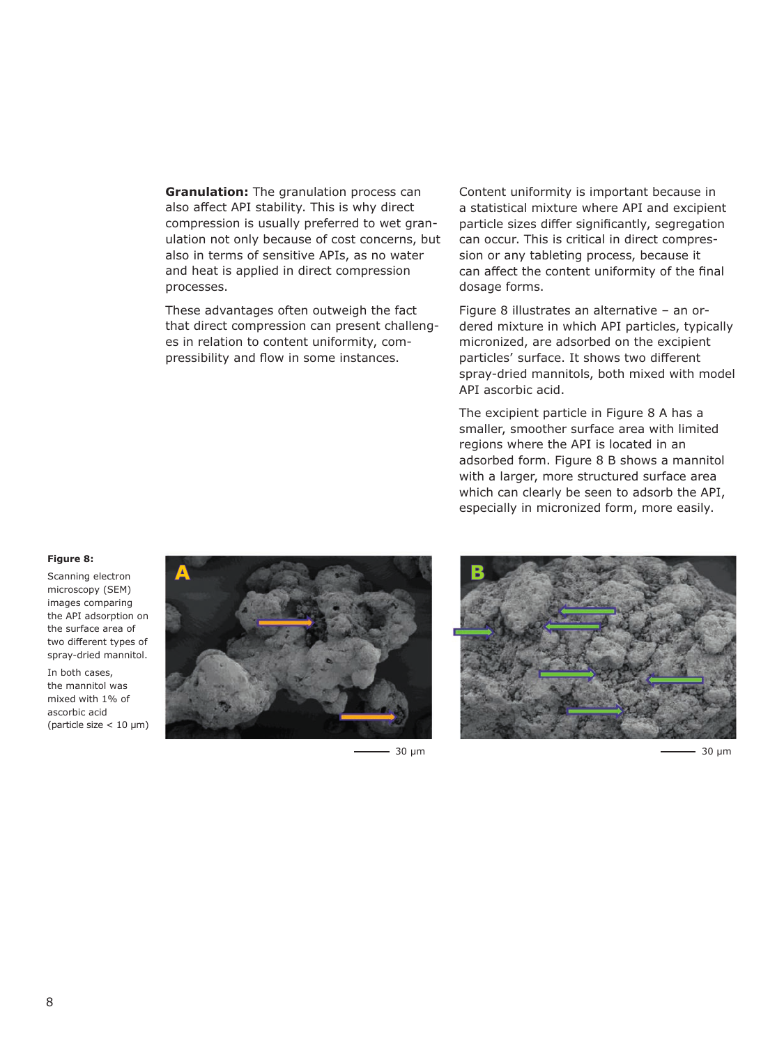**Granulation:** The granulation process can also affect API stability. This is why direct compression is usually preferred to wet granulation not only because of cost concerns, but also in terms of sensitive APIs, as no water and heat is applied in direct compression processes.

These advantages often outweigh the fact that direct compression can present challenges in relation to content uniformity, compressibility and flow in some instances.

Content uniformity is important because in a statistical mixture where API and excipient particle sizes differ significantly, segregation can occur. This is critical in direct compression or any tableting process, because it can affect the content uniformity of the final dosage forms.

Figure 8 illustrates an alternative – an ordered mixture in which API particles, typically micronized, are adsorbed on the excipient particles' surface. It shows two different spray-dried mannitols, both mixed with model API ascorbic acid.

The excipient particle in Figure 8 A has a smaller, smoother surface area with limited regions where the API is located in an adsorbed form. Figure 8 B shows a mannitol with a larger, more structured surface area which can clearly be seen to adsorb the API, especially in micronized form, more easily.

**Figure 8:**

Scanning electron microscopy (SEM) images comparing the API adsorption on the surface area of two different types of spray-dried mannitol.

In both cases, the mannitol was mixed with 1% of ascorbic acid (particle size < 10 µm)

A — 30 µm

B — 30 µm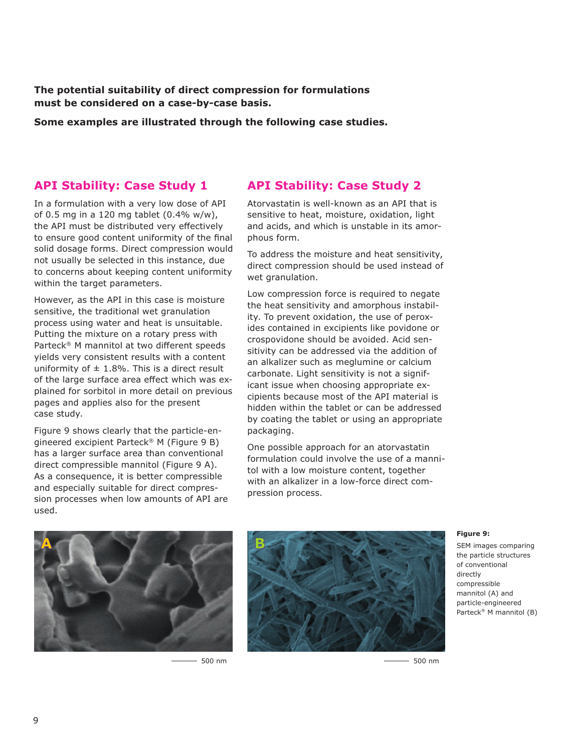**The potential suitability of direct compression for formulations must be considered on a case-by-case basis.**

**Some examples are illustrated through the following case studies.**

## API Stability: Case Study 1

In a formulation with a very low dose of API of 0.5 mg in a 120 mg tablet (0.4% w/w), the API must be distributed very effectively to ensure good content uniformity of the final solid dosage forms. Direct compression would not usually be selected in this instance, due to concerns about keeping content uniformity within the target parameters.

However, as the API in this case is moisture sensitive, the traditional wet granulation process using water and heat is unsuitable. Putting the mixture on a rotary press with Parteck® M mannitol at two different speeds yields very consistent results with a content uniformity of ± 1.8%. This is a direct result of the large surface area effect which was explained for sorbitol in more detail on previous pages and applies also for the present case study.

Figure 9 shows clearly that the particle-engineered excipient Parteck® M (Figure 9 B) has a larger surface area than conventional direct compressible mannitol (Figure 9 A). As a consequence, it is better compressible and especially suitable for direct compression processes when low amounts of API are used.

## API Stability: Case Study 2

Atorvastatin is well-known as an API that is sensitive to heat, moisture, oxidation, light and acids, and which is unstable in its amorphous form.

To address the moisture and heat sensitivity, direct compression should be used instead of wet granulation.

Low compression force is required to negate the heat sensitivity and amorphous instability. To prevent oxidation, the use of peroxides contained in excipients like povidone or crospovidone should be avoided. Acid sensitivity can be addressed via the addition of an alkalizer such as meglumine or calcium carbonate. Light sensitivity is not a significant issue when choosing appropriate excipients because most of the API material is hidden within the tablet or can be addressed by coating the tablet or using an appropriate packaging.

One possible approach for an atorvastatin formulation could involve the use of a mannitol with a low moisture content, together with an alkalizer in a low-force direct compression process.

A

500 nm

B

500 nm

**Figure 9:** SEM images comparing the particle structures of conventional directly compressible mannitol (A) and particle-engineered Parteck® M mannitol (B)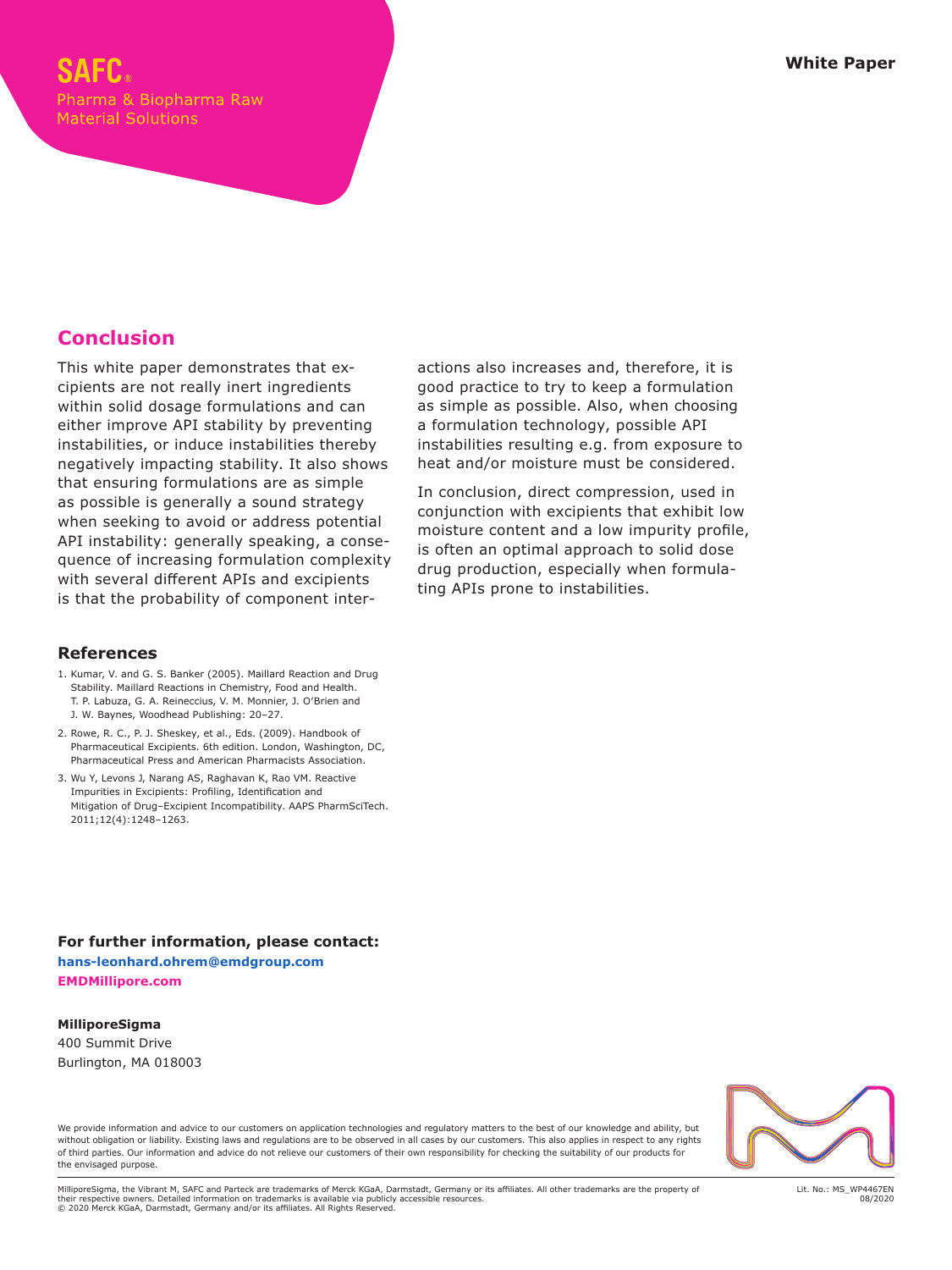## Conclusion

This white paper demonstrates that excipients are not really inert ingredients within solid dosage formulations and can either improve API stability by preventing instabilities, or induce instabilities thereby negatively impacting stability. It also shows that ensuring formulations are as simple as possible is generally a sound strategy when seeking to avoid or address potential API instability: generally speaking, a consequence of increasing formulation complexity with several different APIs and excipients is that the probability of component interactions also increases and, therefore, it is good practice to try to keep a formulation as simple as possible. Also, when choosing a formulation technology, possible API instabilities resulting e.g. from exposure to heat and/or moisture must be considered.

In conclusion, direct compression, used in conjunction with excipients that exhibit low moisture content and a low impurity profile, is often an optimal approach to solid dose drug production, especially when formulating APIs prone to instabilities.

### References

1. Kumar, V. and G. S. Banker (2005). Maillard Reaction and Drug Stability. Maillard Reactions in Chemistry, Food and Health. T. P. Labuza, G. A. Reineccius, V. M. Monnier, J. O'Brien and J. W. Baynes, Woodhead Publishing: 20–27.
2. Rowe, R. C., P. J. Sheskey, et al., Eds. (2009). Handbook of Pharmaceutical Excipients. 6th edition. London, Washington, DC, Pharmaceutical Press and American Pharmacists Association.
3. Wu Y, Levons J, Narang AS, Raghavan K, Rao VM. Reactive Impurities in Excipients: Profiling, Identification and Mitigation of Drug–Excipient Incompatibility. AAPS PharmSciTech. 2011;12(4):1248–1263.

**For further information, please contact:**
**hans-leonhard.ohrem@emdgroup.com**
**EMDMillipore.com**

**MilliporeSigma**
400 Summit Drive
Burlington, MA 018003

We provide information and advice to our customers on application technologies and regulatory matters to the best of our knowledge and ability, but without obligation or liability. Existing laws and regulations are to be observed in all cases by our customers. This also applies in respect to any rights of third parties. Our information and advice do not relieve our customers of their own responsibility for checking the suitability of our products for the envisaged purpose.

MilliporeSigma, the Vibrant M, SAFC and Parteck are trademarks of Merck KGaA, Darmstadt, Germany or its affiliates. All other trademarks are the property of their respective owners. Detailed information on trademarks is available via publicly accessible resources.
© 2020 Merck KGaA, Darmstadt, Germany and/or its affiliates. All Rights Reserved.

Lit. No.: MS_WP4467EN
08/2020